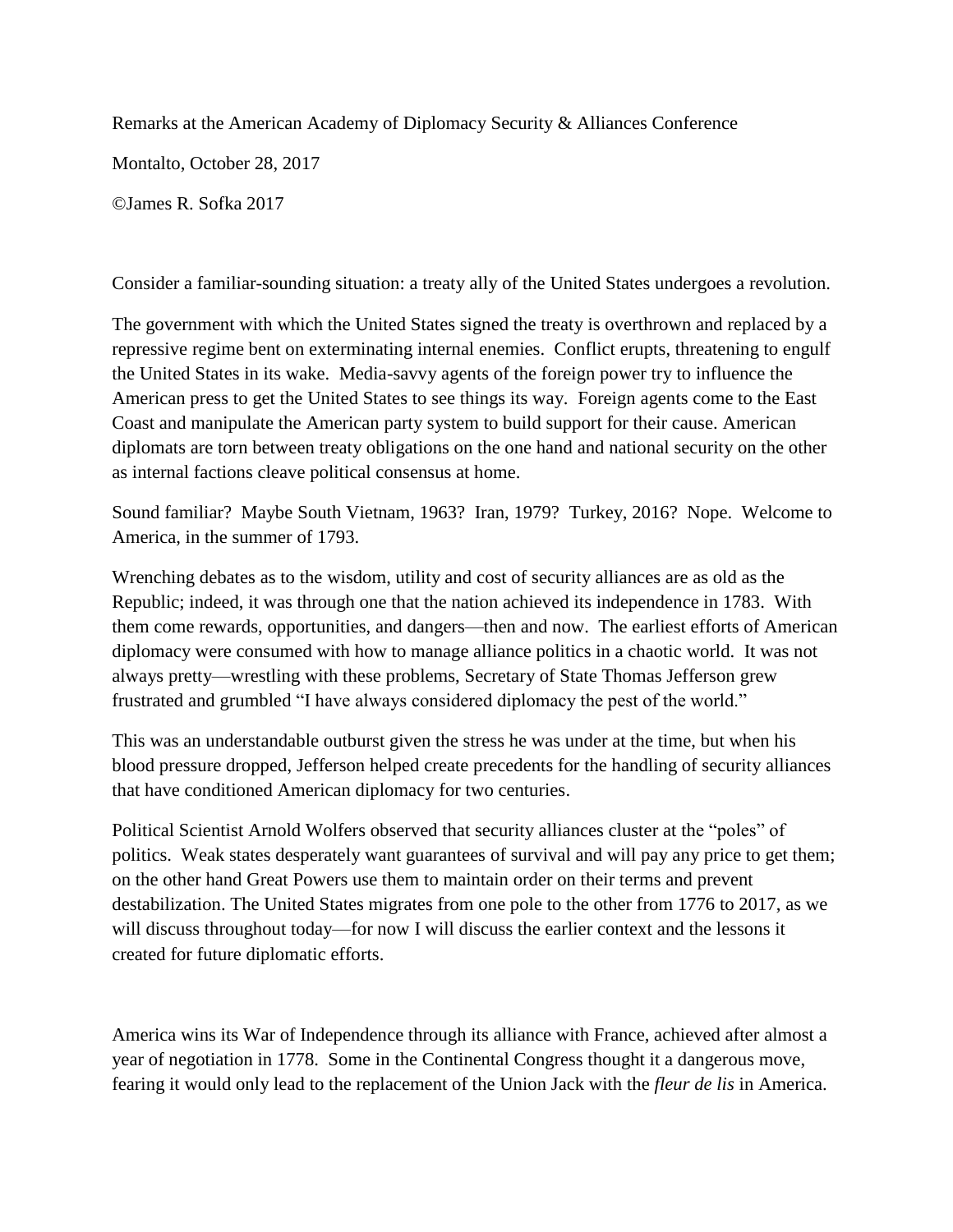Remarks at the American Academy of Diplomacy Security & Alliances Conference

Montalto, October 28, 2017

©James R. Sofka 2017

Consider a familiar-sounding situation: a treaty ally of the United States undergoes a revolution.

The government with which the United States signed the treaty is overthrown and replaced by a repressive regime bent on exterminating internal enemies. Conflict erupts, threatening to engulf the United States in its wake. Media-savvy agents of the foreign power try to influence the American press to get the United States to see things its way. Foreign agents come to the East Coast and manipulate the American party system to build support for their cause. American diplomats are torn between treaty obligations on the one hand and national security on the other as internal factions cleave political consensus at home.

Sound familiar? Maybe South Vietnam, 1963? Iran, 1979? Turkey, 2016? Nope. Welcome to America, in the summer of 1793.

Wrenching debates as to the wisdom, utility and cost of security alliances are as old as the Republic; indeed, it was through one that the nation achieved its independence in 1783. With them come rewards, opportunities, and dangers—then and now. The earliest efforts of American diplomacy were consumed with how to manage alliance politics in a chaotic world. It was not always pretty—wrestling with these problems, Secretary of State Thomas Jefferson grew frustrated and grumbled "I have always considered diplomacy the pest of the world."

This was an understandable outburst given the stress he was under at the time, but when his blood pressure dropped, Jefferson helped create precedents for the handling of security alliances that have conditioned American diplomacy for two centuries.

Political Scientist Arnold Wolfers observed that security alliances cluster at the "poles" of politics. Weak states desperately want guarantees of survival and will pay any price to get them; on the other hand Great Powers use them to maintain order on their terms and prevent destabilization. The United States migrates from one pole to the other from 1776 to 2017, as we will discuss throughout today—for now I will discuss the earlier context and the lessons it created for future diplomatic efforts.

America wins its War of Independence through its alliance with France, achieved after almost a year of negotiation in 1778. Some in the Continental Congress thought it a dangerous move, fearing it would only lead to the replacement of the Union Jack with the *fleur de lis* in America.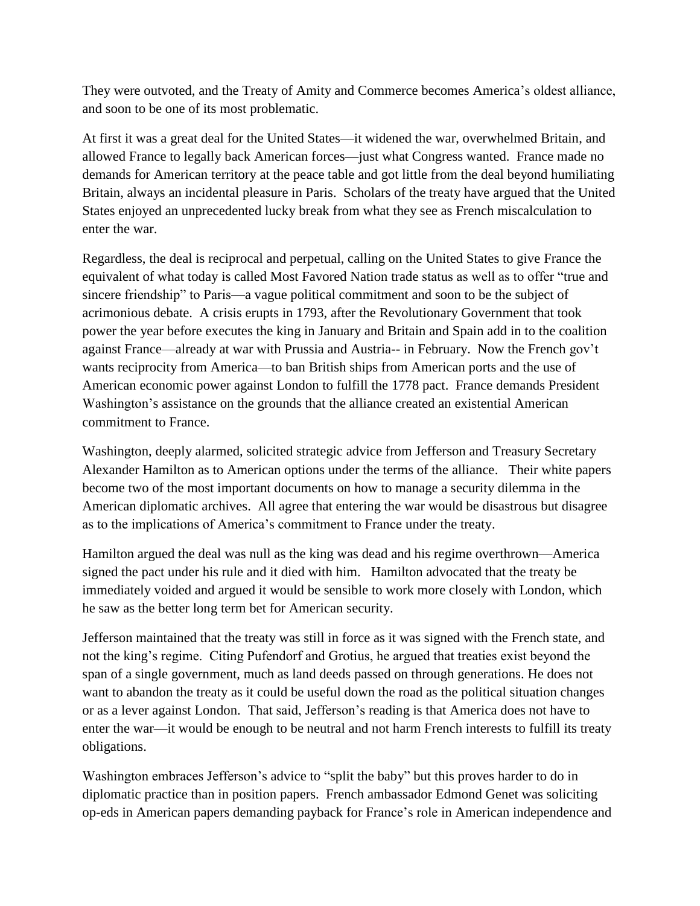They were outvoted, and the Treaty of Amity and Commerce becomes America's oldest alliance, and soon to be one of its most problematic.

At first it was a great deal for the United States—it widened the war, overwhelmed Britain, and allowed France to legally back American forces—just what Congress wanted. France made no demands for American territory at the peace table and got little from the deal beyond humiliating Britain, always an incidental pleasure in Paris. Scholars of the treaty have argued that the United States enjoyed an unprecedented lucky break from what they see as French miscalculation to enter the war.

Regardless, the deal is reciprocal and perpetual, calling on the United States to give France the equivalent of what today is called Most Favored Nation trade status as well as to offer "true and sincere friendship" to Paris—a vague political commitment and soon to be the subject of acrimonious debate. A crisis erupts in 1793, after the Revolutionary Government that took power the year before executes the king in January and Britain and Spain add in to the coalition against France—already at war with Prussia and Austria-- in February. Now the French gov't wants reciprocity from America—to ban British ships from American ports and the use of American economic power against London to fulfill the 1778 pact. France demands President Washington's assistance on the grounds that the alliance created an existential American commitment to France.

Washington, deeply alarmed, solicited strategic advice from Jefferson and Treasury Secretary Alexander Hamilton as to American options under the terms of the alliance. Their white papers become two of the most important documents on how to manage a security dilemma in the American diplomatic archives. All agree that entering the war would be disastrous but disagree as to the implications of America's commitment to France under the treaty.

Hamilton argued the deal was null as the king was dead and his regime overthrown—America signed the pact under his rule and it died with him. Hamilton advocated that the treaty be immediately voided and argued it would be sensible to work more closely with London, which he saw as the better long term bet for American security.

Jefferson maintained that the treaty was still in force as it was signed with the French state, and not the king's regime. Citing Pufendorf and Grotius, he argued that treaties exist beyond the span of a single government, much as land deeds passed on through generations. He does not want to abandon the treaty as it could be useful down the road as the political situation changes or as a lever against London. That said, Jefferson's reading is that America does not have to enter the war—it would be enough to be neutral and not harm French interests to fulfill its treaty obligations.

Washington embraces Jefferson's advice to "split the baby" but this proves harder to do in diplomatic practice than in position papers. French ambassador Edmond Genet was soliciting op-eds in American papers demanding payback for France's role in American independence and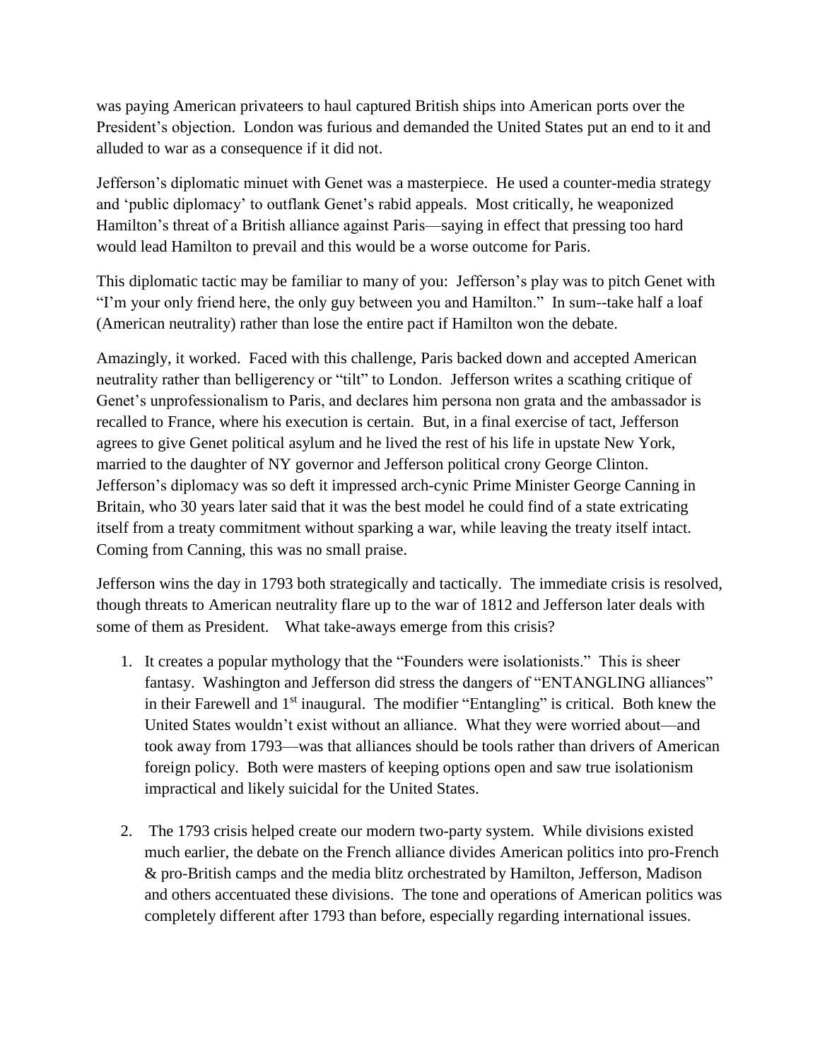was paying American privateers to haul captured British ships into American ports over the President's objection. London was furious and demanded the United States put an end to it and alluded to war as a consequence if it did not.

Jefferson's diplomatic minuet with Genet was a masterpiece. He used a counter-media strategy and 'public diplomacy' to outflank Genet's rabid appeals. Most critically, he weaponized Hamilton's threat of a British alliance against Paris—saying in effect that pressing too hard would lead Hamilton to prevail and this would be a worse outcome for Paris.

This diplomatic tactic may be familiar to many of you: Jefferson's play was to pitch Genet with "I'm your only friend here, the only guy between you and Hamilton." In sum--take half a loaf (American neutrality) rather than lose the entire pact if Hamilton won the debate.

Amazingly, it worked. Faced with this challenge, Paris backed down and accepted American neutrality rather than belligerency or "tilt" to London. Jefferson writes a scathing critique of Genet's unprofessionalism to Paris, and declares him persona non grata and the ambassador is recalled to France, where his execution is certain. But, in a final exercise of tact, Jefferson agrees to give Genet political asylum and he lived the rest of his life in upstate New York, married to the daughter of NY governor and Jefferson political crony George Clinton. Jefferson's diplomacy was so deft it impressed arch-cynic Prime Minister George Canning in Britain, who 30 years later said that it was the best model he could find of a state extricating itself from a treaty commitment without sparking a war, while leaving the treaty itself intact. Coming from Canning, this was no small praise.

Jefferson wins the day in 1793 both strategically and tactically. The immediate crisis is resolved, though threats to American neutrality flare up to the war of 1812 and Jefferson later deals with some of them as President. What take-aways emerge from this crisis?

1. It creates a popular mythology that the "Founders were isolationists." This is sheer fantasy. Washington and Jefferson did stress the dangers of "ENTANGLING alliances" in their Farewell and 1st inaugural. The modifier "Entangling" is critical. Both knew the United States wouldn't exist without an alliance. What they were worried about—and took away from 1793—was that alliances should be tools rather than drivers of American foreign policy. Both were masters of keeping options open and saw true isolationism impractical and likely suicidal for the United States.

2. The 1793 crisis helped create our modern two-party system. While divisions existed much earlier, the debate on the French alliance divides American politics into pro-French & pro-British camps and the media blitz orchestrated by Hamilton, Jefferson, Madison and others accentuated these divisions. The tone and operations of American politics was completely different after 1793 than before, especially regarding international issues.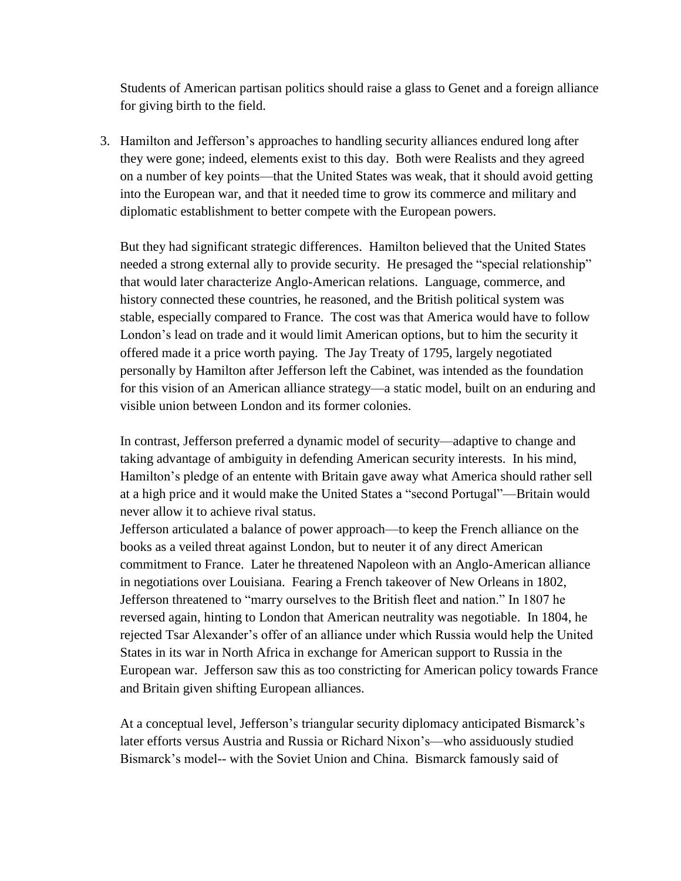Students of American partisan politics should raise a glass to Genet and a foreign alliance for giving birth to the field.

3. Hamilton and Jefferson's approaches to handling security alliances endured long after they were gone; indeed, elements exist to this day. Both were Realists and they agreed on a number of key points—that the United States was weak, that it should avoid getting into the European war, and that it needed time to grow its commerce and military and diplomatic establishment to better compete with the European powers.

   But they had significant strategic differences. Hamilton believed that the United States needed a strong external ally to provide security. He presaged the "special relationship" that would later characterize Anglo-American relations. Language, commerce, and history connected these countries, he reasoned, and the British political system was stable, especially compared to France. The cost was that America would have to follow London's lead on trade and it would limit American options, but to him the security it offered made it a price worth paying. The Jay Treaty of 1795, largely negotiated personally by Hamilton after Jefferson left the Cabinet, was intended as the foundation for this vision of an American alliance strategy—a static model, built on an enduring and visible union between London and its former colonies.

   In contrast, Jefferson preferred a dynamic model of security—adaptive to change and taking advantage of ambiguity in defending American security interests. In his mind, Hamilton's pledge of an entente with Britain gave away what America should rather sell at a high price and it would make the United States a "second Portugal"—Britain would never allow it to achieve rival status.
   Jefferson articulated a balance of power approach—to keep the French alliance on the books as a veiled threat against London, but to neuter it of any direct American commitment to France. Later he threatened Napoleon with an Anglo-American alliance in negotiations over Louisiana. Fearing a French takeover of New Orleans in 1802, Jefferson threatened to "marry ourselves to the British fleet and nation." In 1807 he reversed again, hinting to London that American neutrality was negotiable. In 1804, he rejected Tsar Alexander's offer of an alliance under which Russia would help the United States in its war in North Africa in exchange for American support to Russia in the European war. Jefferson saw this as too constricting for American policy towards France and Britain given shifting European alliances.

   At a conceptual level, Jefferson's triangular security diplomacy anticipated Bismarck's later efforts versus Austria and Russia or Richard Nixon's—who assiduously studied Bismarck's model-- with the Soviet Union and China. Bismarck famously said of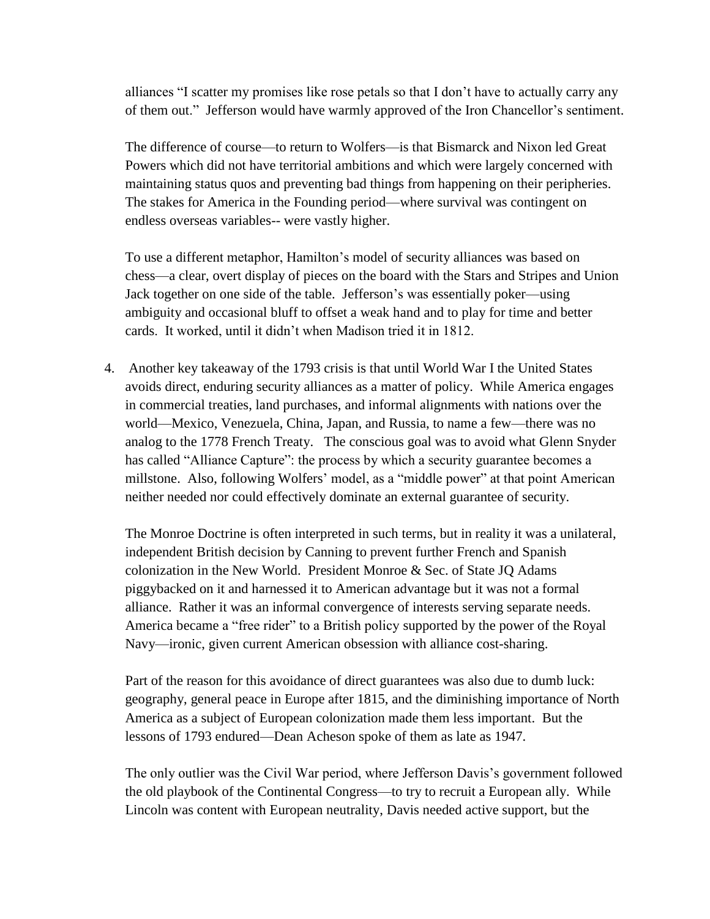alliances "I scatter my promises like rose petals so that I don't have to actually carry any of them out." Jefferson would have warmly approved of the Iron Chancellor's sentiment.

The difference of course—to return to Wolfers—is that Bismarck and Nixon led Great Powers which did not have territorial ambitions and which were largely concerned with maintaining status quos and preventing bad things from happening on their peripheries. The stakes for America in the Founding period—where survival was contingent on endless overseas variables-- were vastly higher.

To use a different metaphor, Hamilton's model of security alliances was based on chess—a clear, overt display of pieces on the board with the Stars and Stripes and Union Jack together on one side of the table. Jefferson's was essentially poker—using ambiguity and occasional bluff to offset a weak hand and to play for time and better cards. It worked, until it didn't when Madison tried it in 1812.

4. Another key takeaway of the 1793 crisis is that until World War I the United States avoids direct, enduring security alliances as a matter of policy. While America engages in commercial treaties, land purchases, and informal alignments with nations over the world—Mexico, Venezuela, China, Japan, and Russia, to name a few—there was no analog to the 1778 French Treaty. The conscious goal was to avoid what Glenn Snyder has called "Alliance Capture": the process by which a security guarantee becomes a millstone. Also, following Wolfers' model, as a "middle power" at that point American neither needed nor could effectively dominate an external guarantee of security.

   The Monroe Doctrine is often interpreted in such terms, but in reality it was a unilateral, independent British decision by Canning to prevent further French and Spanish colonization in the New World. President Monroe & Sec. of State JQ Adams piggybacked on it and harnessed it to American advantage but it was not a formal alliance. Rather it was an informal convergence of interests serving separate needs. America became a "free rider" to a British policy supported by the power of the Royal Navy—ironic, given current American obsession with alliance cost-sharing.

   Part of the reason for this avoidance of direct guarantees was also due to dumb luck: geography, general peace in Europe after 1815, and the diminishing importance of North America as a subject of European colonization made them less important. But the lessons of 1793 endured—Dean Acheson spoke of them as late as 1947.

   The only outlier was the Civil War period, where Jefferson Davis's government followed the old playbook of the Continental Congress—to try to recruit a European ally. While Lincoln was content with European neutrality, Davis needed active support, but the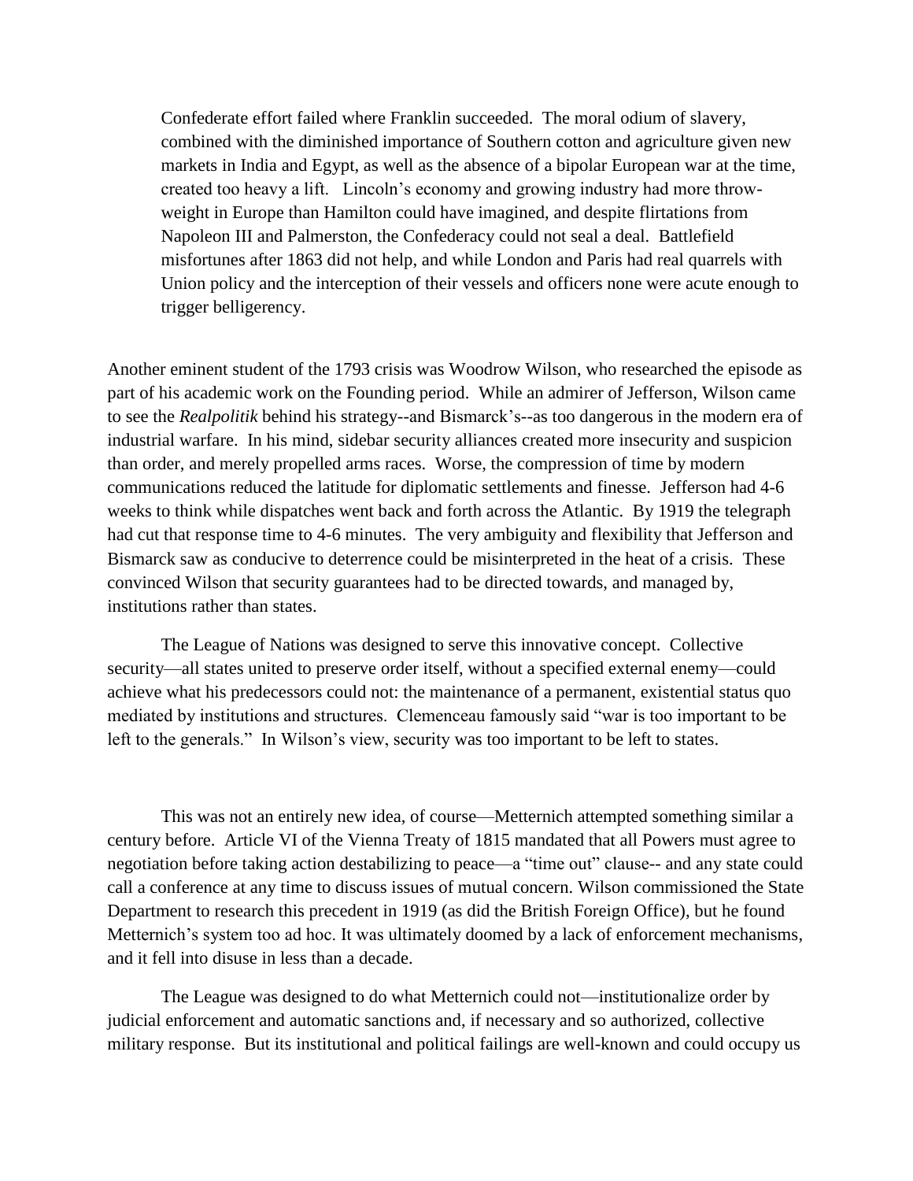> Confederate effort failed where Franklin succeeded. The moral odium of slavery, combined with the diminished importance of Southern cotton and agriculture given new markets in India and Egypt, as well as the absence of a bipolar European war at the time, created too heavy a lift. Lincoln's economy and growing industry had more throw-weight in Europe than Hamilton could have imagined, and despite flirtations from Napoleon III and Palmerston, the Confederacy could not seal a deal. Battlefield misfortunes after 1863 did not help, and while London and Paris had real quarrels with Union policy and the interception of their vessels and officers none were acute enough to trigger belligerency.

Another eminent student of the 1793 crisis was Woodrow Wilson, who researched the episode as part of his academic work on the Founding period. While an admirer of Jefferson, Wilson came to see the *Realpolitik* behind his strategy--and Bismarck's--as too dangerous in the modern era of industrial warfare. In his mind, sidebar security alliances created more insecurity and suspicion than order, and merely propelled arms races. Worse, the compression of time by modern communications reduced the latitude for diplomatic settlements and finesse. Jefferson had 4-6 weeks to think while dispatches went back and forth across the Atlantic. By 1919 the telegraph had cut that response time to 4-6 minutes. The very ambiguity and flexibility that Jefferson and Bismarck saw as conducive to deterrence could be misinterpreted in the heat of a crisis. These convinced Wilson that security guarantees had to be directed towards, and managed by, institutions rather than states.

The League of Nations was designed to serve this innovative concept. Collective security—all states united to preserve order itself, without a specified external enemy—could achieve what his predecessors could not: the maintenance of a permanent, existential status quo mediated by institutions and structures. Clemenceau famously said "war is too important to be left to the generals." In Wilson's view, security was too important to be left to states.

This was not an entirely new idea, of course—Metternich attempted something similar a century before. Article VI of the Vienna Treaty of 1815 mandated that all Powers must agree to negotiation before taking action destabilizing to peace—a "time out" clause-- and any state could call a conference at any time to discuss issues of mutual concern. Wilson commissioned the State Department to research this precedent in 1919 (as did the British Foreign Office), but he found Metternich's system too ad hoc. It was ultimately doomed by a lack of enforcement mechanisms, and it fell into disuse in less than a decade.

The League was designed to do what Metternich could not—institutionalize order by judicial enforcement and automatic sanctions and, if necessary and so authorized, collective military response. But its institutional and political failings are well-known and could occupy us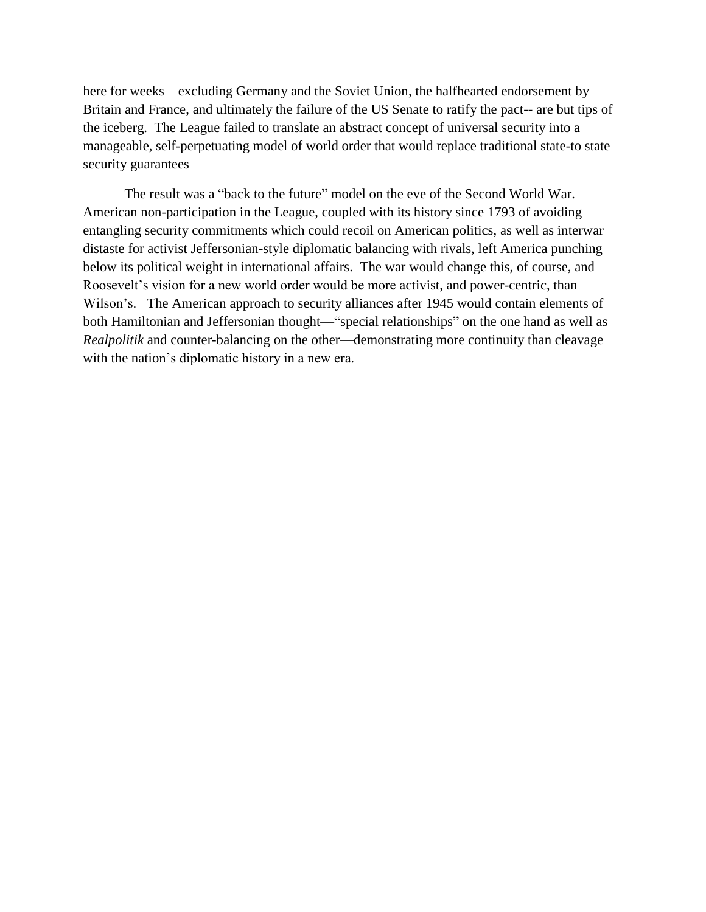here for weeks—excluding Germany and the Soviet Union, the halfhearted endorsement by Britain and France, and ultimately the failure of the US Senate to ratify the pact-- are but tips of the iceberg. The League failed to translate an abstract concept of universal security into a manageable, self-perpetuating model of world order that would replace traditional state-to state security guarantees

The result was a "back to the future" model on the eve of the Second World War. American non-participation in the League, coupled with its history since 1793 of avoiding entangling security commitments which could recoil on American politics, as well as interwar distaste for activist Jeffersonian-style diplomatic balancing with rivals, left America punching below its political weight in international affairs. The war would change this, of course, and Roosevelt's vision for a new world order would be more activist, and power-centric, than Wilson's. The American approach to security alliances after 1945 would contain elements of both Hamiltonian and Jeffersonian thought—"special relationships" on the one hand as well as *Realpolitik* and counter-balancing on the other—demonstrating more continuity than cleavage with the nation's diplomatic history in a new era.